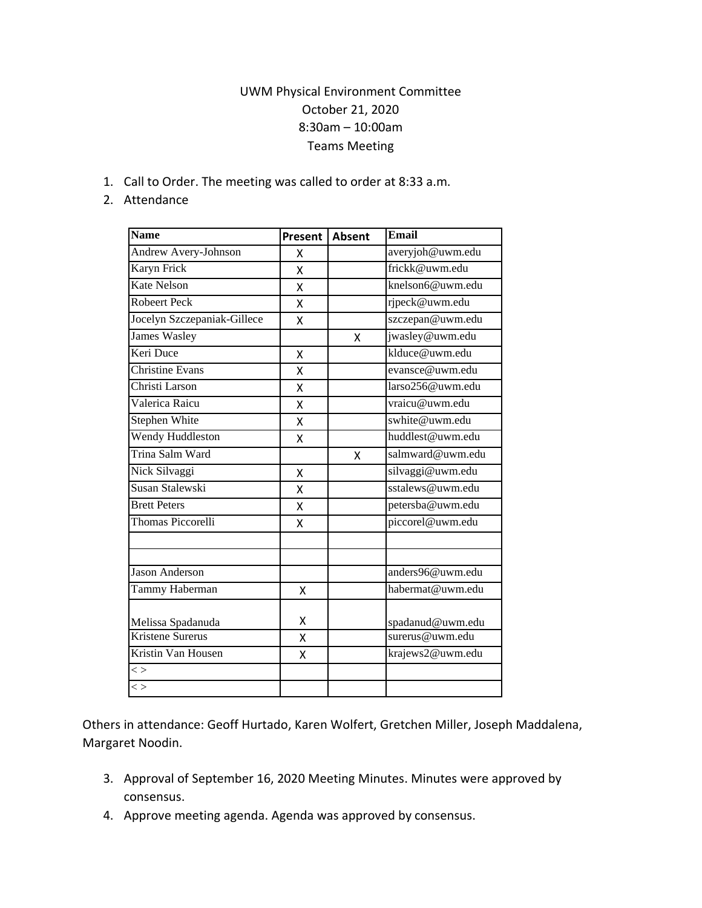UWM Physical Environment Committee
October 21, 2020
8:30am – 10:00am
Teams Meeting

1. Call to Order. The meeting was called to order at 8:33 a.m.
2. Attendance

| Name | Present | Absent | Email |
|---|---|---|---|
| Andrew Avery-Johnson | X | | averyjoh@uwm.edu |
| Karyn Frick | X | | frickk@uwm.edu |
| Kate Nelson | X | | knelson6@uwm.edu |
| Robeert Peck | X | | rjpeck@uwm.edu |
| Jocelyn Szczepaniak-Gillece | X | | szczepan@uwm.edu |
| James Wasley | | X | jwasley@uwm.edu |
| Keri Duce | X | | klduce@uwm.edu |
| Christine Evans | X | | evansce@uwm.edu |
| Christi Larson | X | | larso256@uwm.edu |
| Valerica Raicu | X | | vraicu@uwm.edu |
| Stephen White | X | | swhite@uwm.edu |
| Wendy Huddleston | X | | huddlest@uwm.edu |
| Trina Salm Ward | | X | salmward@uwm.edu |
| Nick Silvaggi | X | | silvaggi@uwm.edu |
| Susan Stalewski | X | | sstalews@uwm.edu |
| Brett Peters | X | | petersba@uwm.edu |
| Thomas Piccorelli | X | | piccorel@uwm.edu |
| | | | |
| | | | |
| Jason Anderson | | | anders96@uwm.edu |
| Tammy Haberman | X | | habermat@uwm.edu |
| Melissa Spadanuda | X | | spadanud@uwm.edu |
| Kristene Surerus | X | | surerus@uwm.edu |
| Kristin Van Housen | X | | krajews2@uwm.edu |
| < > | | | |
| < > | | | |

Others in attendance: Geoff Hurtado, Karen Wolfert, Gretchen Miller, Joseph Maddalena, Margaret Noodin.

3. Approval of September 16, 2020 Meeting Minutes. Minutes were approved by consensus.
4. Approve meeting agenda. Agenda was approved by consensus.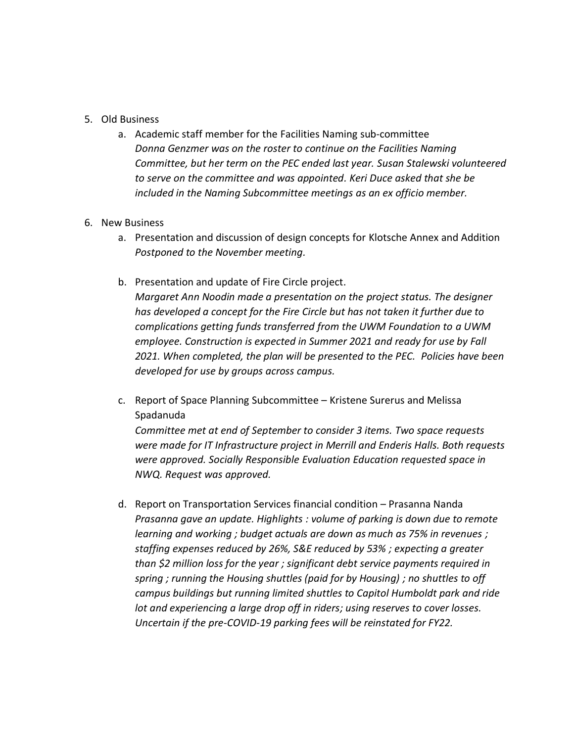5. Old Business
    a. Academic staff member for the Facilities Naming sub-committee
    *Donna Genzmer was on the roster to continue on the Facilities Naming Committee, but her term on the PEC ended last year. Susan Stalewski volunteered to serve on the committee and was appointed. Keri Duce asked that she be included in the Naming Subcommittee meetings as an ex officio member.*

6. New Business
    a. Presentation and discussion of design concepts for Klotsche Annex and Addition
    *Postponed to the November meeting.*

    b. Presentation and update of Fire Circle project.
    *Margaret Ann Noodin made a presentation on the project status. The designer has developed a concept for the Fire Circle but has not taken it further due to complications getting funds transferred from the UWM Foundation to a UWM employee. Construction is expected in Summer 2021 and ready for use by Fall 2021. When completed, the plan will be presented to the PEC. Policies have been developed for use by groups across campus.*

    c. Report of Space Planning Subcommittee – Kristene Surerus and Melissa Spadanuda
    *Committee met at end of September to consider 3 items. Two space requests were made for IT Infrastructure project in Merrill and Enderis Halls. Both requests were approved. Socially Responsible Evaluation Education requested space in NWQ. Request was approved.*

    d. Report on Transportation Services financial condition – Prasanna Nanda
    *Prasanna gave an update. Highlights : volume of parking is down due to remote learning and working ; budget actuals are down as much as 75% in revenues ; staffing expenses reduced by 26%, S&E reduced by 53% ; expecting a greater than $2 million loss for the year ; significant debt service payments required in spring ; running the Housing shuttles (paid for by Housing) ; no shuttles to off campus buildings but running limited shuttles to Capitol Humboldt park and ride lot and experiencing a large drop off in riders; using reserves to cover losses. Uncertain if the pre-COVID-19 parking fees will be reinstated for FY22.*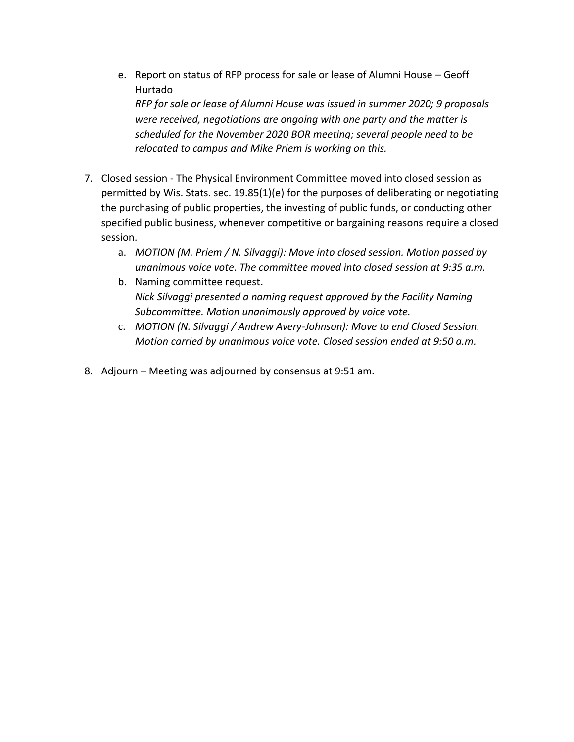e. Report on status of RFP process for sale or lease of Alumni House – Geoff Hurtado
      *RFP for sale or lease of Alumni House was issued in summer 2020; 9 proposals were received, negotiations are ongoing with one party and the matter is scheduled for the November 2020 BOR meeting; several people need to be relocated to campus and Mike Priem is working on this.*

7. Closed session - The Physical Environment Committee moved into closed session as permitted by Wis. Stats. sec. 19.85(1)(e) for the purposes of deliberating or negotiating the purchasing of public properties, the investing of public funds, or conducting other specified public business, whenever competitive or bargaining reasons require a closed session.
   a. *MOTION (M. Priem / N. Silvaggi): Move into closed session. Motion passed by unanimous voice vote. The committee moved into closed session at 9:35 a.m.*
   b. Naming committee request.
      *Nick Silvaggi presented a naming request approved by the Facility Naming Subcommittee. Motion unanimously approved by voice vote.*
   c. *MOTION (N. Silvaggi / Andrew Avery-Johnson): Move to end Closed Session. Motion carried by unanimous voice vote. Closed session ended at 9:50 a.m.*

8. Adjourn – Meeting was adjourned by consensus at 9:51 am.